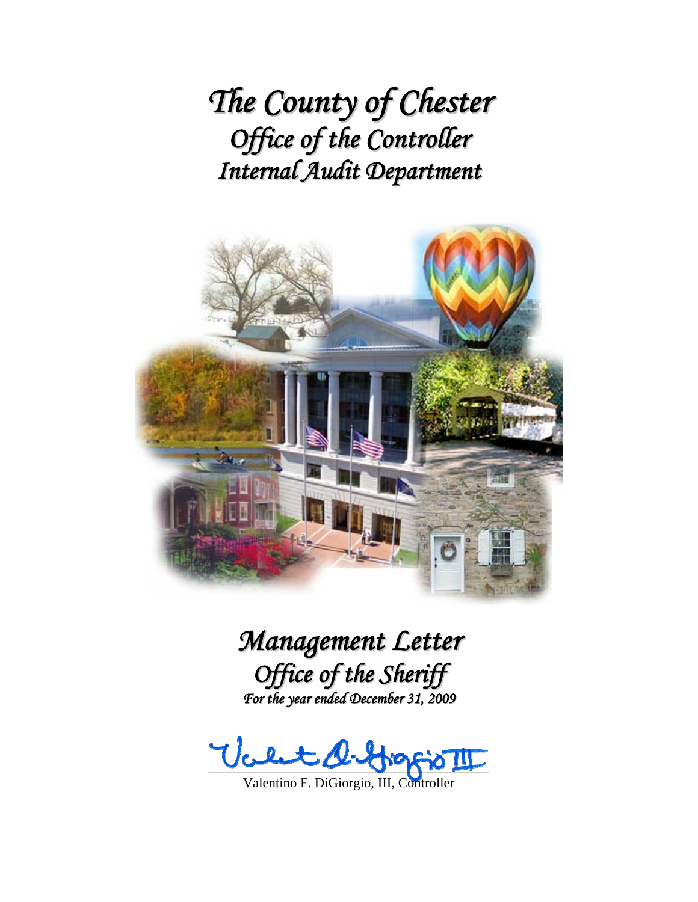# *The County of Chester*

## *Office of the Controller*

## *Internal Audit Department*

# *Management Letter*

## *Office of the Sheriff*

*For the year ended December 31, 2009*

Valentino F. DiGiorgio, III, Controller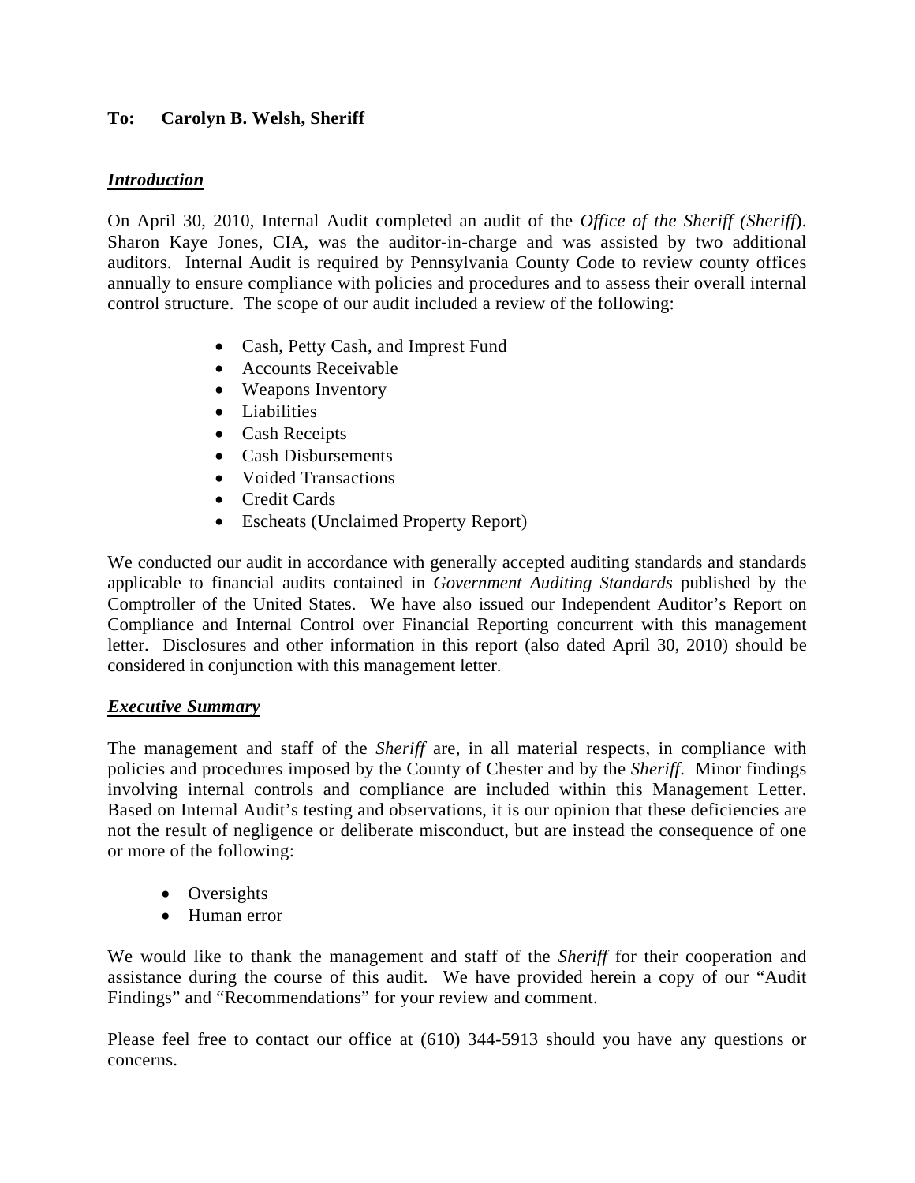**To: Carolyn B. Welsh, Sheriff**

***Introduction***

On April 30, 2010, Internal Audit completed an audit of the *Office of the Sheriff (Sheriff*). Sharon Kaye Jones, CIA, was the auditor-in-charge and was assisted by two additional auditors. Internal Audit is required by Pennsylvania County Code to review county offices annually to ensure compliance with policies and procedures and to assess their overall internal control structure. The scope of our audit included a review of the following:

- Cash, Petty Cash, and Imprest Fund
- Accounts Receivable
- Weapons Inventory
- Liabilities
- Cash Receipts
- Cash Disbursements
- Voided Transactions
- Credit Cards
- Escheats (Unclaimed Property Report)

We conducted our audit in accordance with generally accepted auditing standards and standards applicable to financial audits contained in *Government Auditing Standards* published by the Comptroller of the United States. We have also issued our Independent Auditor's Report on Compliance and Internal Control over Financial Reporting concurrent with this management letter. Disclosures and other information in this report (also dated April 30, 2010) should be considered in conjunction with this management letter.

***Executive Summary***

The management and staff of the *Sheriff* are, in all material respects, in compliance with policies and procedures imposed by the County of Chester and by the *Sheriff*. Minor findings involving internal controls and compliance are included within this Management Letter. Based on Internal Audit's testing and observations, it is our opinion that these deficiencies are not the result of negligence or deliberate misconduct, but are instead the consequence of one or more of the following:

- Oversights
- Human error

We would like to thank the management and staff of the *Sheriff* for their cooperation and assistance during the course of this audit. We have provided herein a copy of our "Audit Findings" and "Recommendations" for your review and comment.

Please feel free to contact our office at (610) 344-5913 should you have any questions or concerns.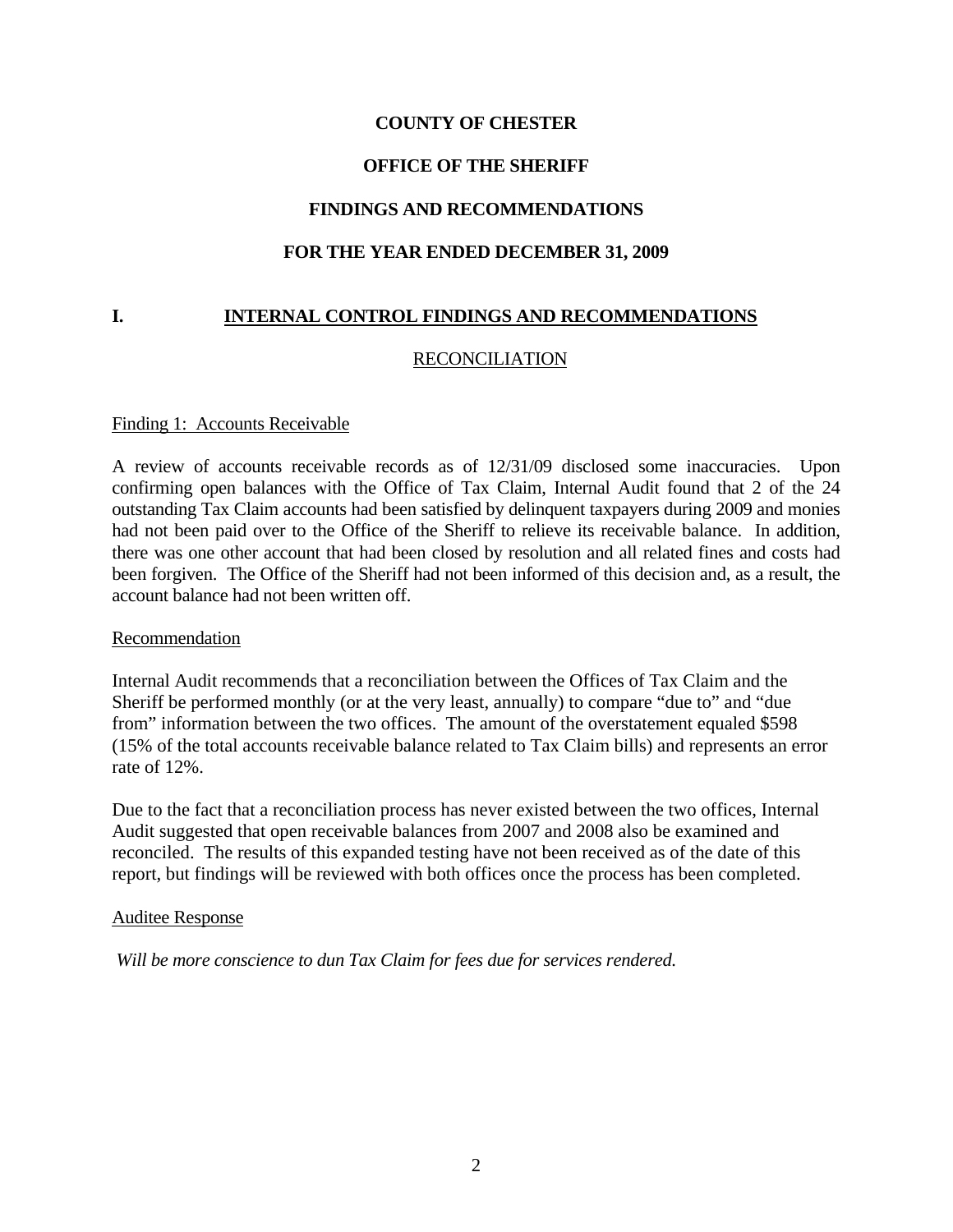**COUNTY OF CHESTER**

**OFFICE OF THE SHERIFF**

**FINDINGS AND RECOMMENDATIONS**

**FOR THE YEAR ENDED DECEMBER 31, 2009**

## I. INTERNAL CONTROL FINDINGS AND RECOMMENDATIONS

### RECONCILIATION

Finding 1: Accounts Receivable

A review of accounts receivable records as of 12/31/09 disclosed some inaccuracies. Upon confirming open balances with the Office of Tax Claim, Internal Audit found that 2 of the 24 outstanding Tax Claim accounts had been satisfied by delinquent taxpayers during 2009 and monies had not been paid over to the Office of the Sheriff to relieve its receivable balance. In addition, there was one other account that had been closed by resolution and all related fines and costs had been forgiven. The Office of the Sheriff had not been informed of this decision and, as a result, the account balance had not been written off.

Recommendation

Internal Audit recommends that a reconciliation between the Offices of Tax Claim and the Sheriff be performed monthly (or at the very least, annually) to compare "due to" and "due from" information between the two offices. The amount of the overstatement equaled $598 (15% of the total accounts receivable balance related to Tax Claim bills) and represents an error rate of 12%.

Due to the fact that a reconciliation process has never existed between the two offices, Internal Audit suggested that open receivable balances from 2007 and 2008 also be examined and reconciled. The results of this expanded testing have not been received as of the date of this report, but findings will be reviewed with both offices once the process has been completed.

Auditee Response

*Will be more conscience to dun Tax Claim for fees due for services rendered.*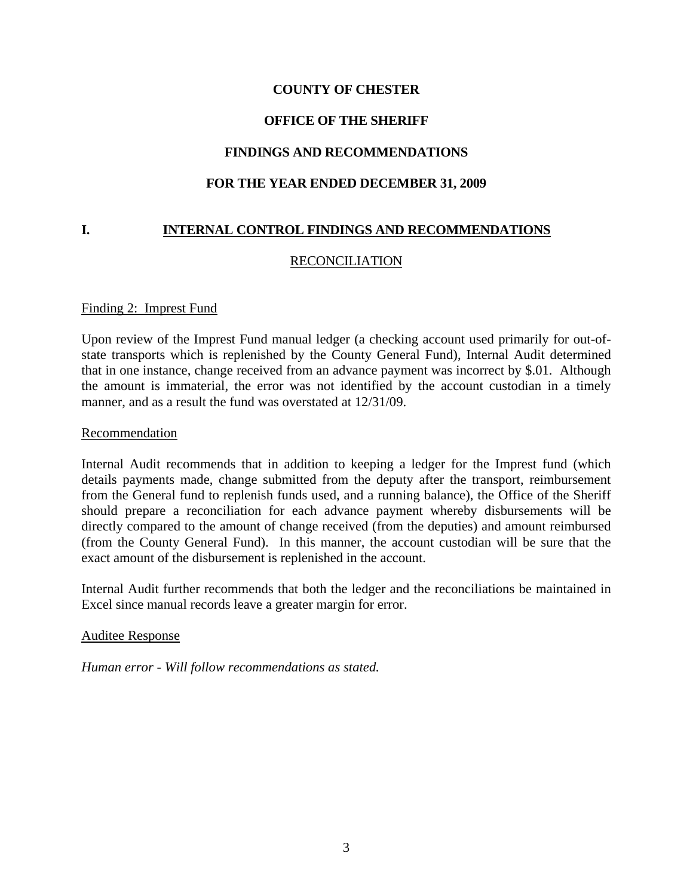**COUNTY OF CHESTER**

**OFFICE OF THE SHERIFF**

**FINDINGS AND RECOMMENDATIONS**

**FOR THE YEAR ENDED DECEMBER 31, 2009**

## I. INTERNAL CONTROL FINDINGS AND RECOMMENDATIONS

### RECONCILIATION

Finding 2: Imprest Fund

Upon review of the Imprest Fund manual ledger (a checking account used primarily for out-of-state transports which is replenished by the County General Fund), Internal Audit determined that in one instance, change received from an advance payment was incorrect by $.01. Although the amount is immaterial, the error was not identified by the account custodian in a timely manner, and as a result the fund was overstated at 12/31/09.

Recommendation

Internal Audit recommends that in addition to keeping a ledger for the Imprest fund (which details payments made, change submitted from the deputy after the transport, reimbursement from the General fund to replenish funds used, and a running balance), the Office of the Sheriff should prepare a reconciliation for each advance payment whereby disbursements will be directly compared to the amount of change received (from the deputies) and amount reimbursed (from the County General Fund). In this manner, the account custodian will be sure that the exact amount of the disbursement is replenished in the account.

Internal Audit further recommends that both the ledger and the reconciliations be maintained in Excel since manual records leave a greater margin for error.

Auditee Response

*Human error - Will follow recommendations as stated.*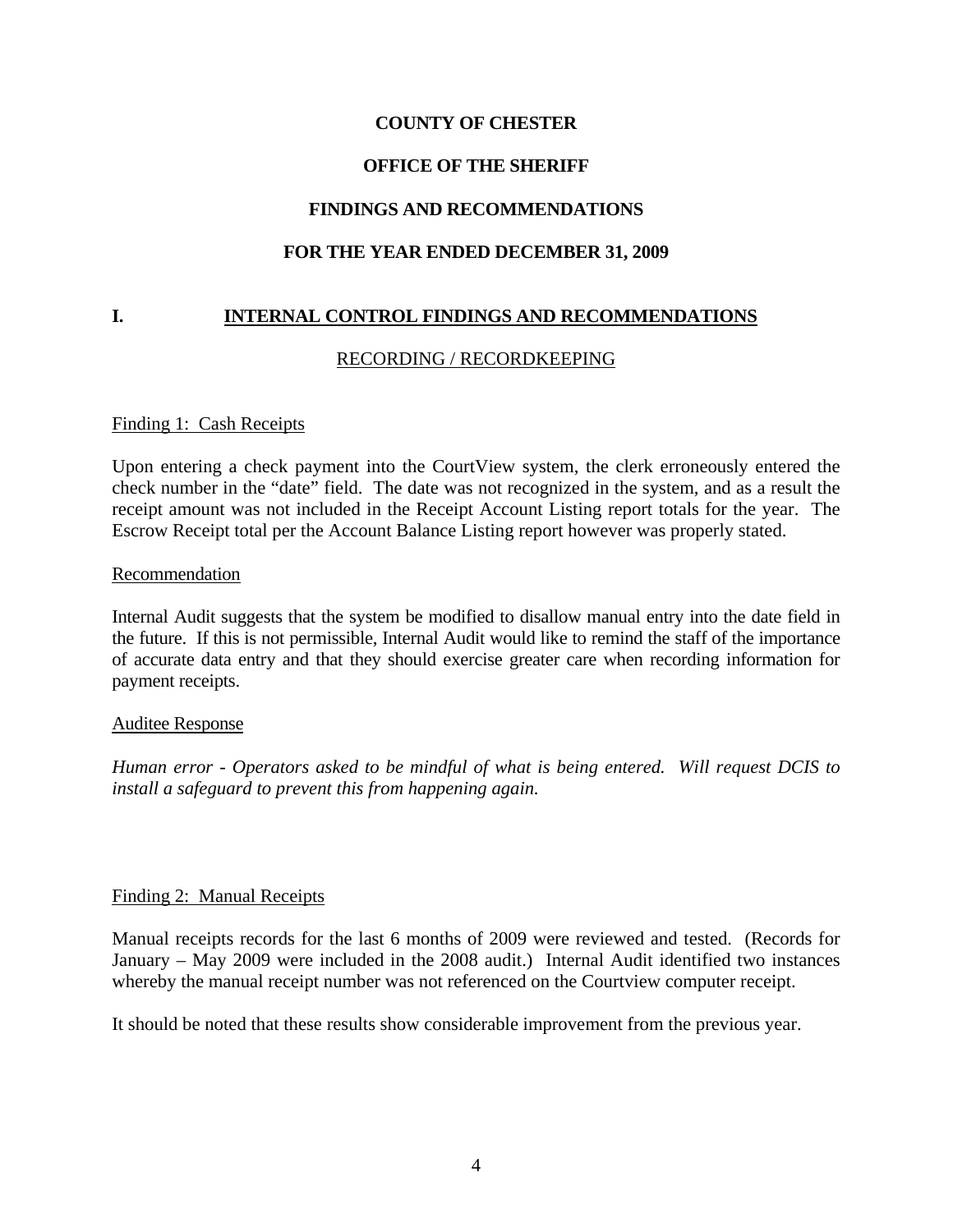**COUNTY OF CHESTER**

**OFFICE OF THE SHERIFF**

**FINDINGS AND RECOMMENDATIONS**

**FOR THE YEAR ENDED DECEMBER 31, 2009**

## I. INTERNAL CONTROL FINDINGS AND RECOMMENDATIONS

### RECORDING / RECORDKEEPING

Finding 1: Cash Receipts

Upon entering a check payment into the CourtView system, the clerk erroneously entered the check number in the "date" field. The date was not recognized in the system, and as a result the receipt amount was not included in the Receipt Account Listing report totals for the year. The Escrow Receipt total per the Account Balance Listing report however was properly stated.

Recommendation

Internal Audit suggests that the system be modified to disallow manual entry into the date field in the future. If this is not permissible, Internal Audit would like to remind the staff of the importance of accurate data entry and that they should exercise greater care when recording information for payment receipts.

Auditee Response

*Human error - Operators asked to be mindful of what is being entered. Will request DCIS to install a safeguard to prevent this from happening again.*

Finding 2: Manual Receipts

Manual receipts records for the last 6 months of 2009 were reviewed and tested. (Records for January – May 2009 were included in the 2008 audit.) Internal Audit identified two instances whereby the manual receipt number was not referenced on the Courtview computer receipt.

It should be noted that these results show considerable improvement from the previous year.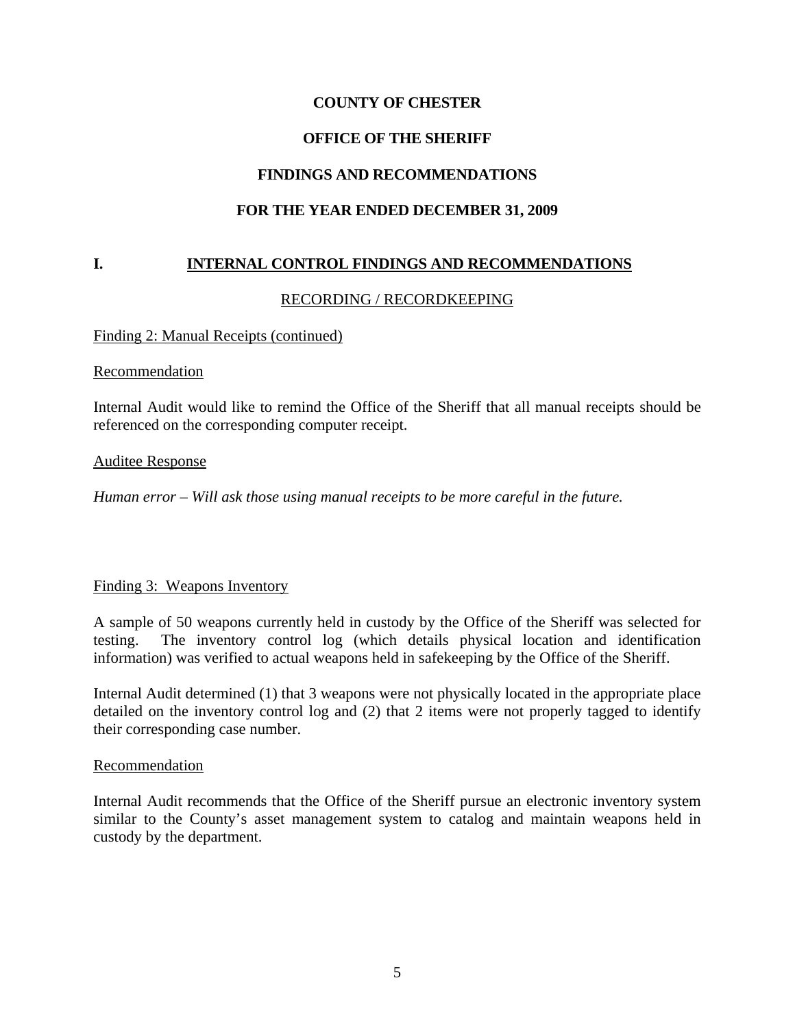**COUNTY OF CHESTER**

**OFFICE OF THE SHERIFF**

**FINDINGS AND RECOMMENDATIONS**

**FOR THE YEAR ENDED DECEMBER 31, 2009**

## I. INTERNAL CONTROL FINDINGS AND RECOMMENDATIONS

### RECORDING / RECORDKEEPING

Finding 2: Manual Receipts (continued)

Recommendation

Internal Audit would like to remind the Office of the Sheriff that all manual receipts should be referenced on the corresponding computer receipt.

Auditee Response

*Human error – Will ask those using manual receipts to be more careful in the future.*

Finding 3: Weapons Inventory

A sample of 50 weapons currently held in custody by the Office of the Sheriff was selected for testing. The inventory control log (which details physical location and identification information) was verified to actual weapons held in safekeeping by the Office of the Sheriff.

Internal Audit determined (1) that 3 weapons were not physically located in the appropriate place detailed on the inventory control log and (2) that 2 items were not properly tagged to identify their corresponding case number.

Recommendation

Internal Audit recommends that the Office of the Sheriff pursue an electronic inventory system similar to the County's asset management system to catalog and maintain weapons held in custody by the department.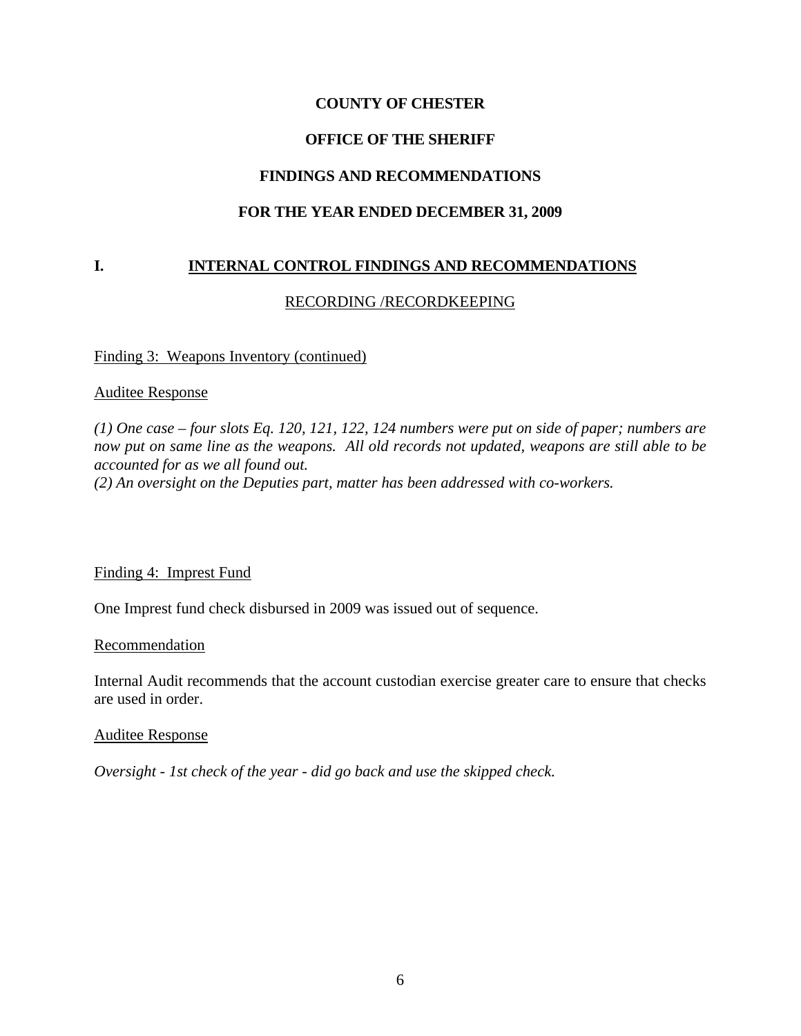**COUNTY OF CHESTER**

**OFFICE OF THE SHERIFF**

**FINDINGS AND RECOMMENDATIONS**

**FOR THE YEAR ENDED DECEMBER 31, 2009**

## I. INTERNAL CONTROL FINDINGS AND RECOMMENDATIONS

RECORDING /RECORDKEEPING

Finding 3: Weapons Inventory (continued)

Auditee Response

*(1) One case – four slots Eq. 120, 121, 122, 124 numbers were put on side of paper; numbers are now put on same line as the weapons. All old records not updated, weapons are still able to be accounted for as we all found out.*
*(2) An oversight on the Deputies part, matter has been addressed with co-workers.*

Finding 4: Imprest Fund

One Imprest fund check disbursed in 2009 was issued out of sequence.

Recommendation

Internal Audit recommends that the account custodian exercise greater care to ensure that checks are used in order.

Auditee Response

*Oversight - 1st check of the year - did go back and use the skipped check.*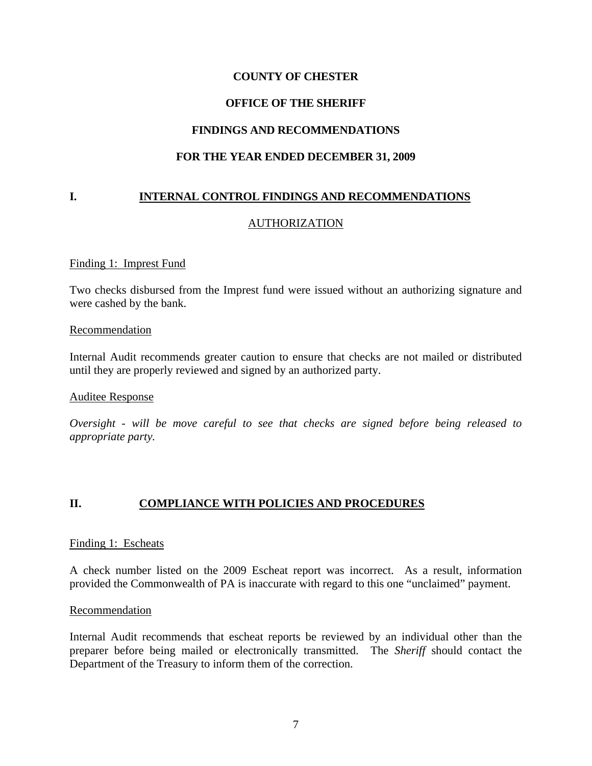**COUNTY OF CHESTER**

**OFFICE OF THE SHERIFF**

**FINDINGS AND RECOMMENDATIONS**

**FOR THE YEAR ENDED DECEMBER 31, 2009**

## I. INTERNAL CONTROL FINDINGS AND RECOMMENDATIONS

### AUTHORIZATION

Finding 1: Imprest Fund

Two checks disbursed from the Imprest fund were issued without an authorizing signature and were cashed by the bank.

Recommendation

Internal Audit recommends greater caution to ensure that checks are not mailed or distributed until they are properly reviewed and signed by an authorized party.

Auditee Response

*Oversight - will be move careful to see that checks are signed before being released to appropriate party.*

## II. COMPLIANCE WITH POLICIES AND PROCEDURES

Finding 1: Escheats

A check number listed on the 2009 Escheat report was incorrect. As a result, information provided the Commonwealth of PA is inaccurate with regard to this one "unclaimed" payment.

Recommendation

Internal Audit recommends that escheat reports be reviewed by an individual other than the preparer before being mailed or electronically transmitted. The *Sheriff* should contact the Department of the Treasury to inform them of the correction.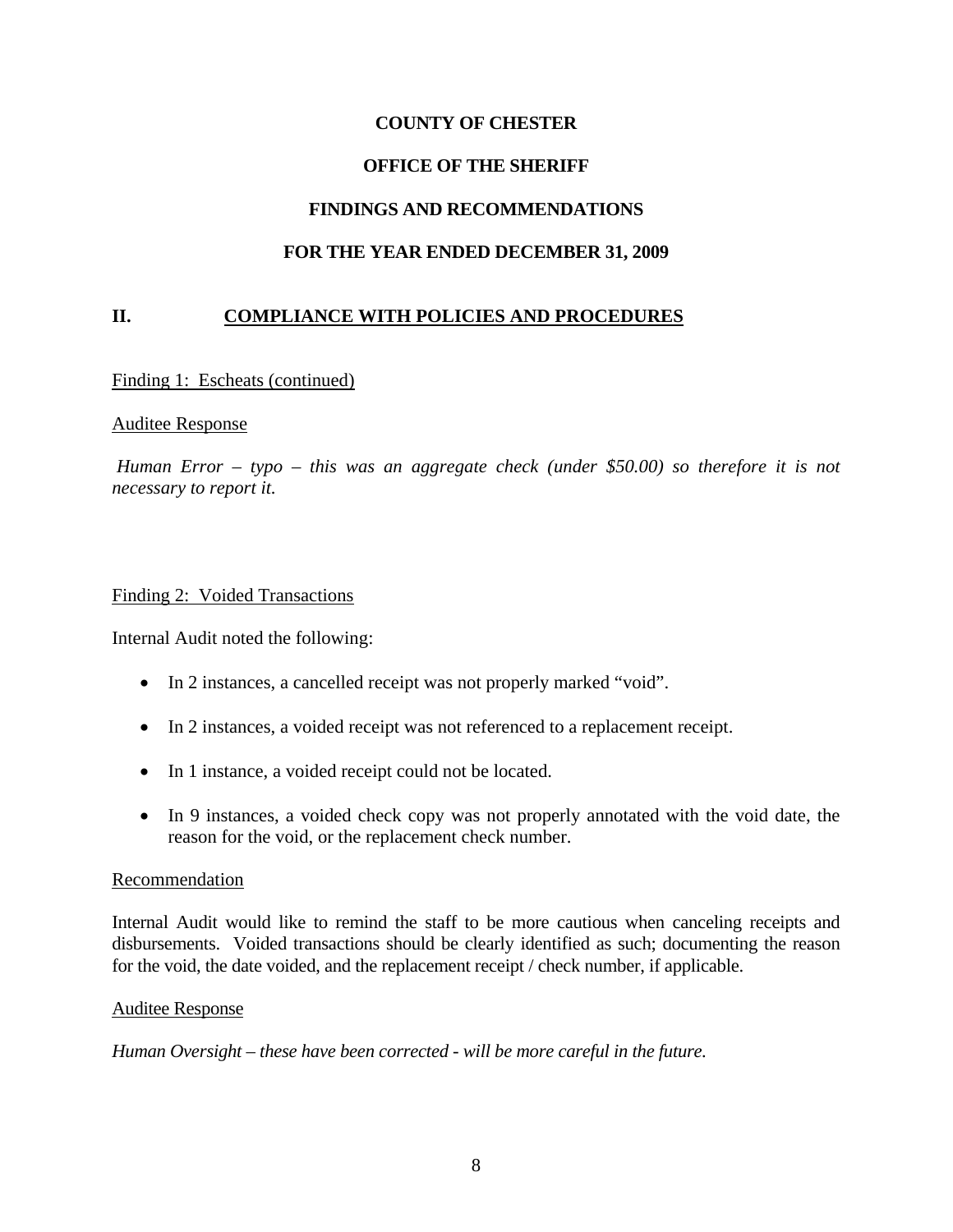**COUNTY OF CHESTER**

**OFFICE OF THE SHERIFF**

**FINDINGS AND RECOMMENDATIONS**

**FOR THE YEAR ENDED DECEMBER 31, 2009**

## II. COMPLIANCE WITH POLICIES AND PROCEDURES

Finding 1: Escheats (continued)

Auditee Response

*Human Error – typo – this was an aggregate check (under $50.00) so therefore it is not necessary to report it.*

Finding 2: Voided Transactions

Internal Audit noted the following:

- In 2 instances, a cancelled receipt was not properly marked "void".
- In 2 instances, a voided receipt was not referenced to a replacement receipt.
- In 1 instance, a voided receipt could not be located.
- In 9 instances, a voided check copy was not properly annotated with the void date, the reason for the void, or the replacement check number.

Recommendation

Internal Audit would like to remind the staff to be more cautious when canceling receipts and disbursements. Voided transactions should be clearly identified as such; documenting the reason for the void, the date voided, and the replacement receipt / check number, if applicable.

Auditee Response

*Human Oversight – these have been corrected - will be more careful in the future.*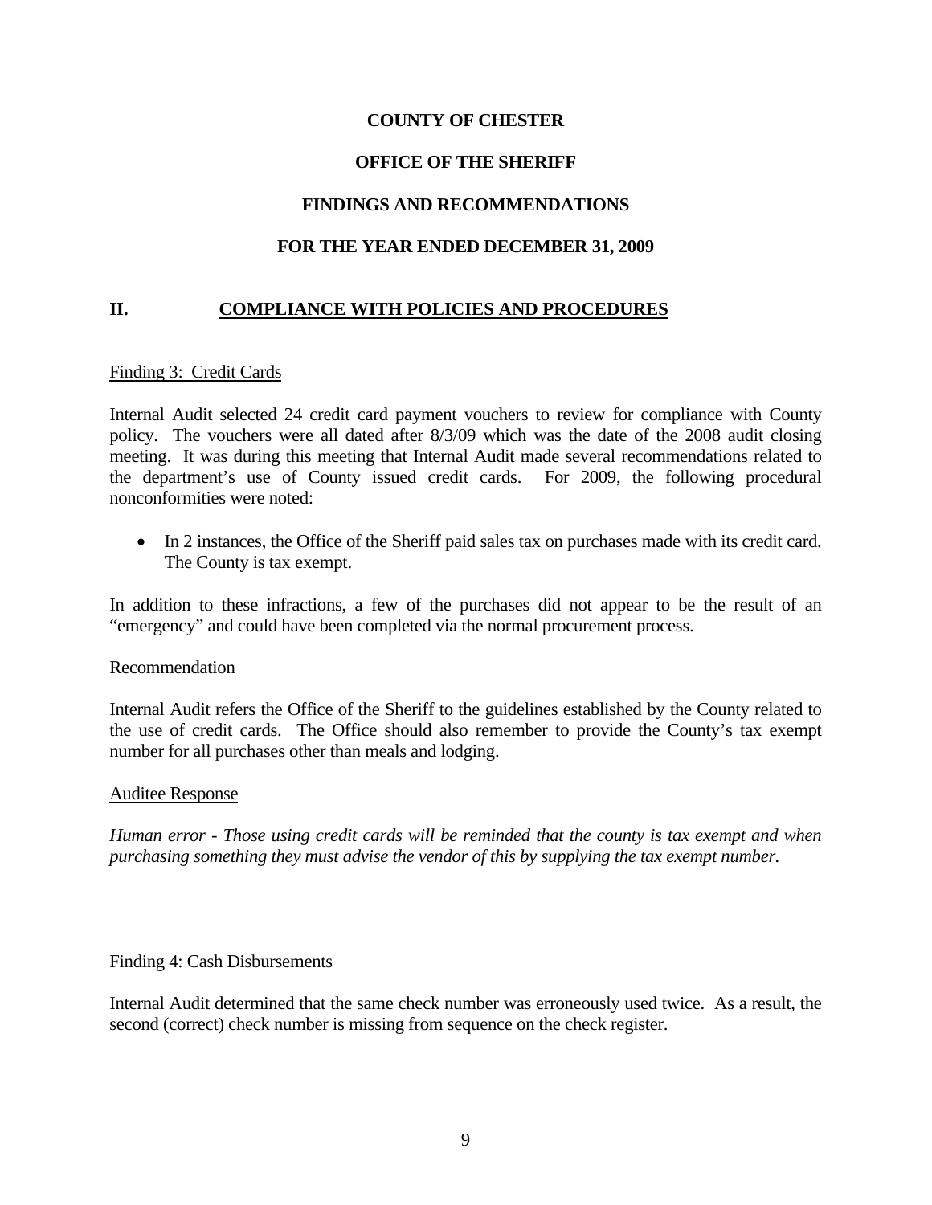**COUNTY OF CHESTER**

**OFFICE OF THE SHERIFF**

**FINDINGS AND RECOMMENDATIONS**

**FOR THE YEAR ENDED DECEMBER 31, 2009**

## II. COMPLIANCE WITH POLICIES AND PROCEDURES

Finding 3: Credit Cards

Internal Audit selected 24 credit card payment vouchers to review for compliance with County policy. The vouchers were all dated after 8/3/09 which was the date of the 2008 audit closing meeting. It was during this meeting that Internal Audit made several recommendations related to the department's use of County issued credit cards. For 2009, the following procedural nonconformities were noted:

- In 2 instances, the Office of the Sheriff paid sales tax on purchases made with its credit card. The County is tax exempt.

In addition to these infractions, a few of the purchases did not appear to be the result of an "emergency" and could have been completed via the normal procurement process.

Recommendation

Internal Audit refers the Office of the Sheriff to the guidelines established by the County related to the use of credit cards. The Office should also remember to provide the County's tax exempt number for all purchases other than meals and lodging.

Auditee Response

*Human error - Those using credit cards will be reminded that the county is tax exempt and when purchasing something they must advise the vendor of this by supplying the tax exempt number.*

Finding 4: Cash Disbursements

Internal Audit determined that the same check number was erroneously used twice. As a result, the second (correct) check number is missing from sequence on the check register.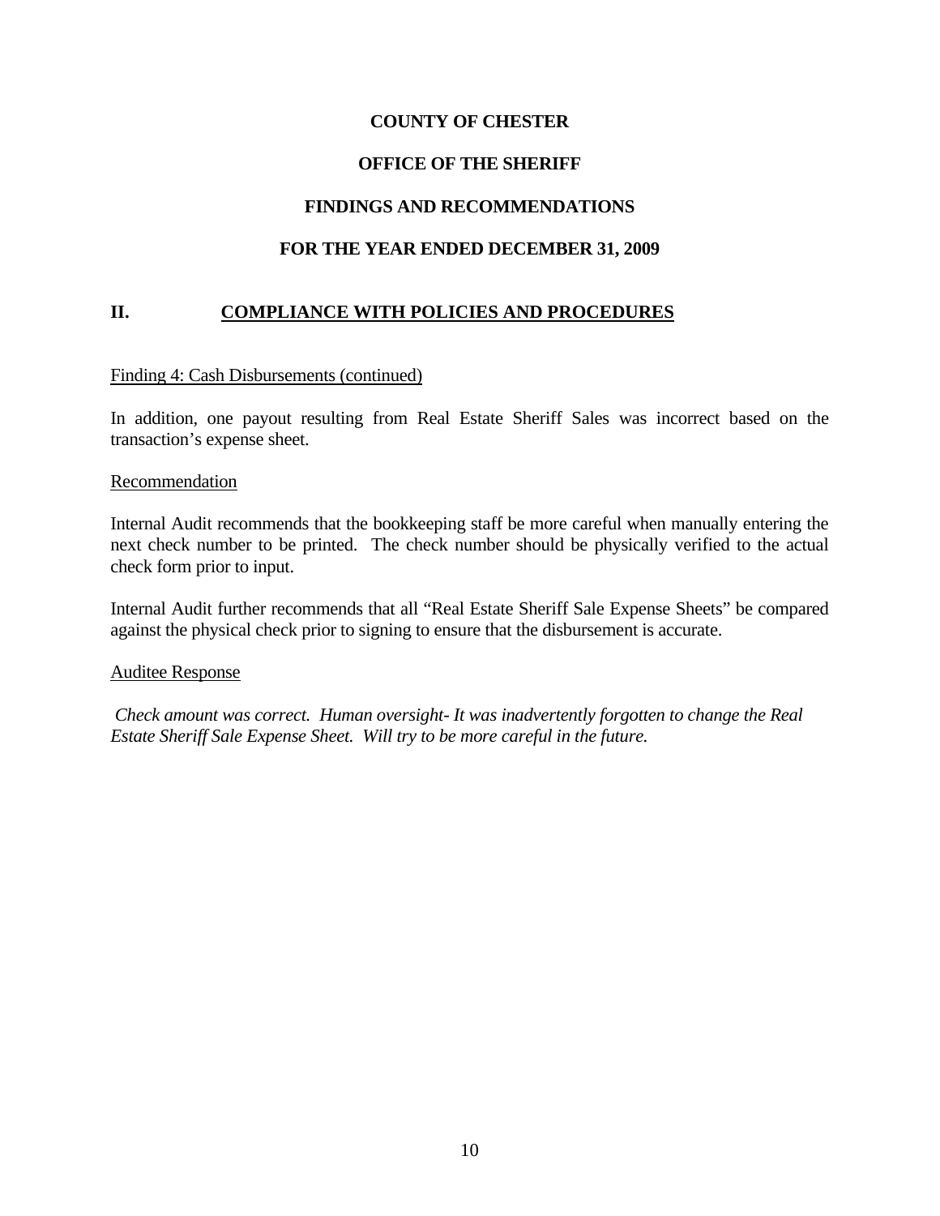**COUNTY OF CHESTER**

**OFFICE OF THE SHERIFF**

**FINDINGS AND RECOMMENDATIONS**

**FOR THE YEAR ENDED DECEMBER 31, 2009**

## II. COMPLIANCE WITH POLICIES AND PROCEDURES

Finding 4: Cash Disbursements (continued)

In addition, one payout resulting from Real Estate Sheriff Sales was incorrect based on the transaction's expense sheet.

Recommendation

Internal Audit recommends that the bookkeeping staff be more careful when manually entering the next check number to be printed. The check number should be physically verified to the actual check form prior to input.

Internal Audit further recommends that all "Real Estate Sheriff Sale Expense Sheets" be compared against the physical check prior to signing to ensure that the disbursement is accurate.

Auditee Response

*Check amount was correct. Human oversight- It was inadvertently forgotten to change the Real Estate Sheriff Sale Expense Sheet. Will try to be more careful in the future.*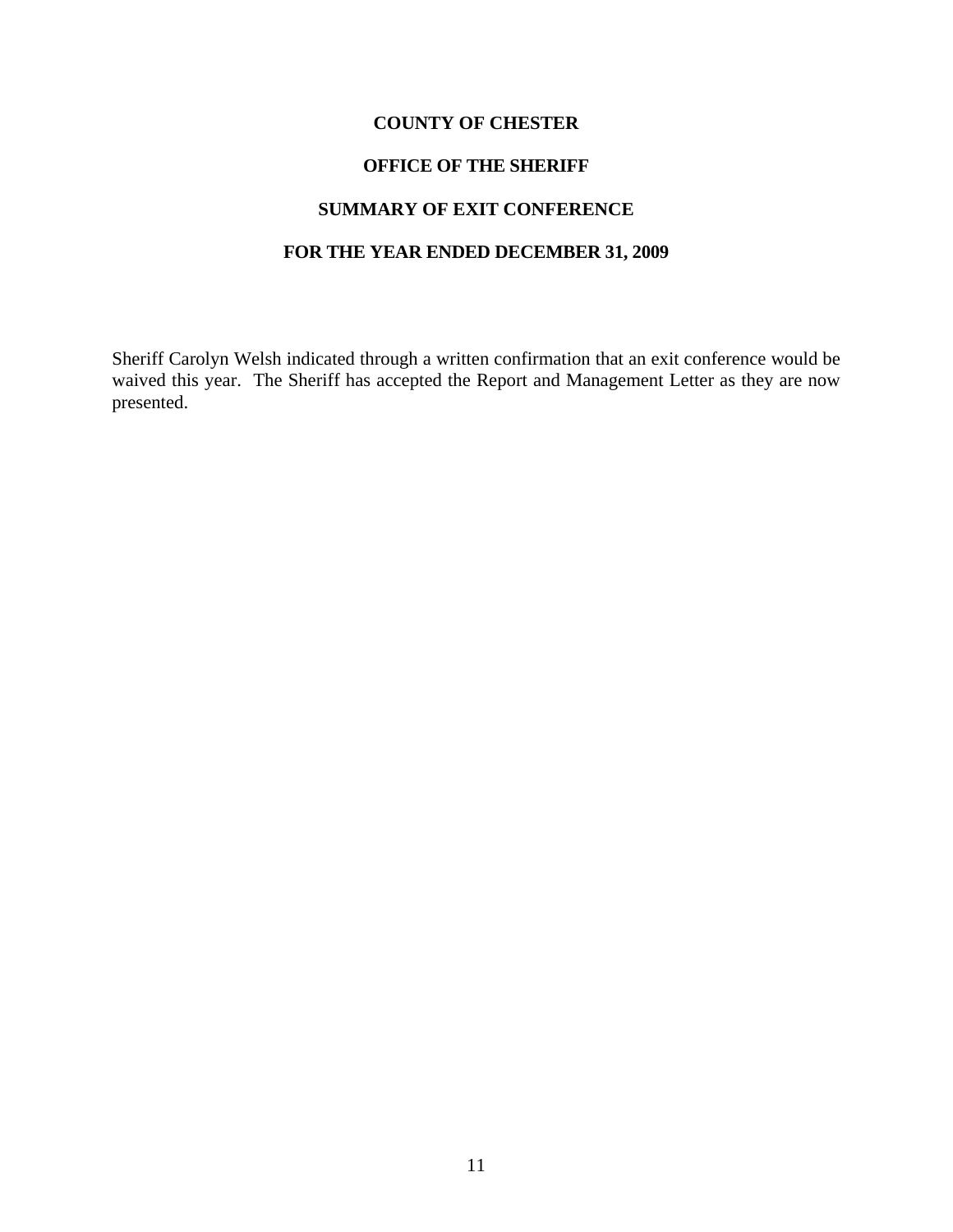**COUNTY OF CHESTER**

**OFFICE OF THE SHERIFF**

**SUMMARY OF EXIT CONFERENCE**

**FOR THE YEAR ENDED DECEMBER 31, 2009**

Sheriff Carolyn Welsh indicated through a written confirmation that an exit conference would be waived this year. The Sheriff has accepted the Report and Management Letter as they are now presented.